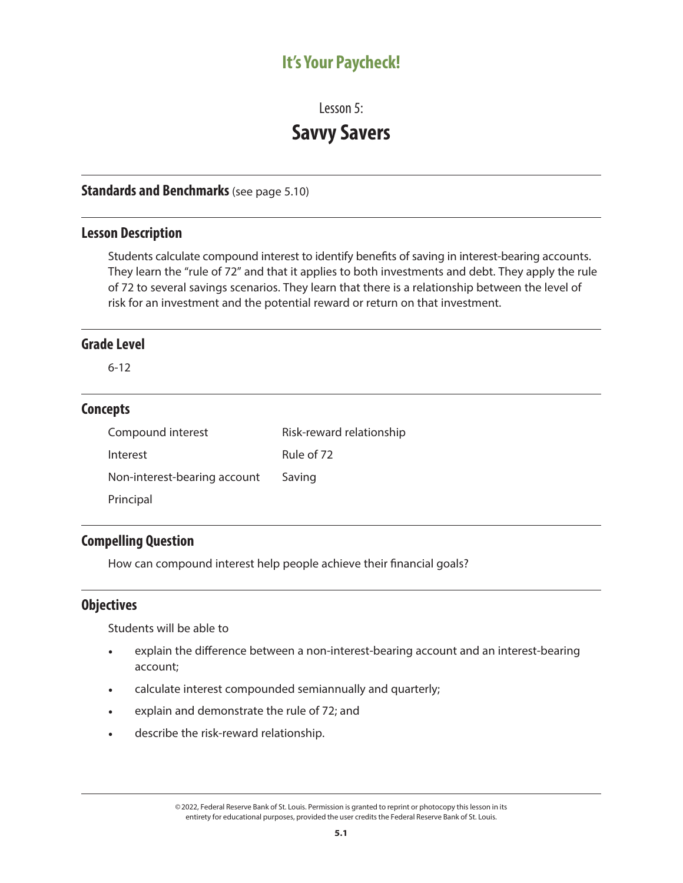# It's Your Paycheck!

Lesson 5:

## Savvy Savers

### Standards and Benchmarks (see page 5.10)

### Lesson Description

Students calculate compound interest to identify benefits of saving in interest-bearing accounts. They learn the "rule of 72" and that it applies to both investments and debt. They apply the rule of 72 to several savings scenarios. They learn that there is a relationship between the level of risk for an investment and the potential reward or return on that investment.

### Grade Level

6-12

### Concepts

Compound interest

Interest

Non-interest-bearing account

Principal

Risk-reward relationship

Rule of 72

Saving

### Compelling Question

How can compound interest help people achieve their financial goals?

### Objectives

Students will be able to

- explain the difference between a non-interest-bearing account and an interest-bearing account;
- calculate interest compounded semiannually and quarterly;
- explain and demonstrate the rule of 72; and
- describe the risk-reward relationship.

© 2022, Federal Reserve Bank of St. Louis. Permission is granted to reprint or photocopy this lesson in its entirety for educational purposes, provided the user credits the Federal Reserve Bank of St. Louis.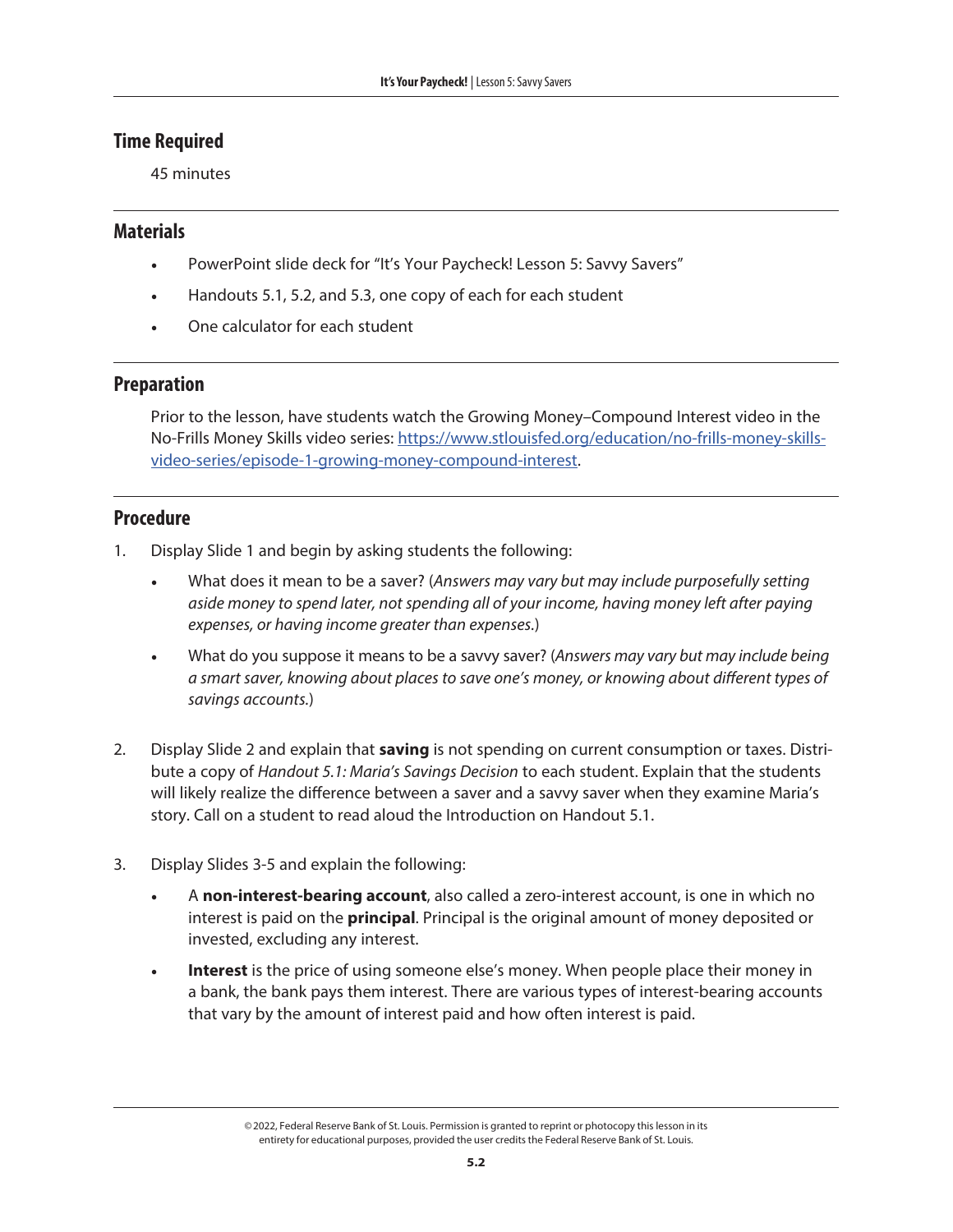## Time Required

45 minutes

## Materials

- PowerPoint slide deck for "It's Your Paycheck! Lesson 5: Savvy Savers"
- Handouts 5.1, 5.2, and 5.3, one copy of each for each student
- One calculator for each student

## Preparation

Prior to the lesson, have students watch the Growing Money–Compound Interest video in the No-Frills Money Skills video series: [https://www.stlouisfed.org/education/no-frills-money-skills-video-series/episode-1-growing-money-compound-interest](https://www.stlouisfed.org/education/no-frills-money-skills-video-series/episode-1-growing-money-compound-interest).

## Procedure

1. Display Slide 1 and begin by asking students the following:
   - What does it mean to be a saver? (*Answers may vary but may include purposefully setting aside money to spend later, not spending all of your income, having money left after paying expenses, or having income greater than expenses.*)
   - What do you suppose it means to be a savvy saver? (*Answers may vary but may include being a smart saver, knowing about places to save one's money, or knowing about different types of savings accounts.*)

2. Display Slide 2 and explain that **saving** is not spending on current consumption or taxes. Distribute a copy of *Handout 5.1: Maria's Savings Decision* to each student. Explain that the students will likely realize the difference between a saver and a savvy saver when they examine Maria's story. Call on a student to read aloud the Introduction on Handout 5.1.

3. Display Slides 3-5 and explain the following:
   - A **non-interest-bearing account**, also called a zero-interest account, is one in which no interest is paid on the **principal**. Principal is the original amount of money deposited or invested, excluding any interest.
   - **Interest** is the price of using someone else's money. When people place their money in a bank, the bank pays them interest. There are various types of interest-bearing accounts that vary by the amount of interest paid and how often interest is paid.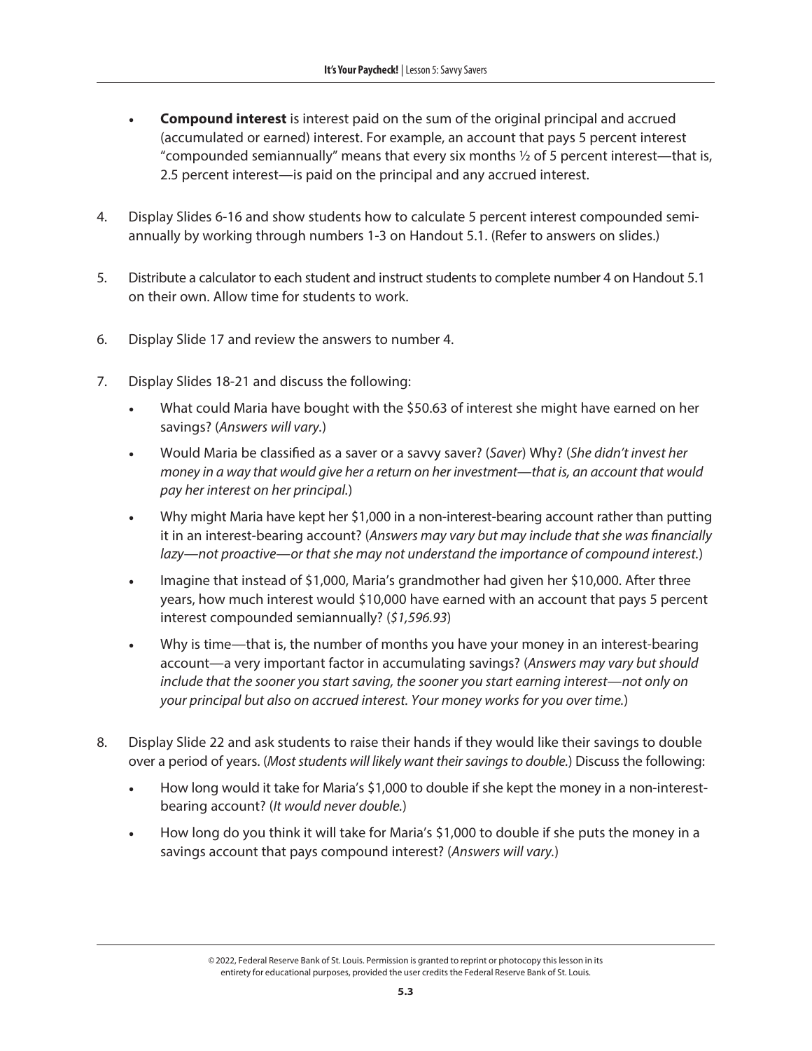- **Compound interest** is interest paid on the sum of the original principal and accrued (accumulated or earned) interest. For example, an account that pays 5 percent interest "compounded semiannually" means that every six months ½ of 5 percent interest—that is, 2.5 percent interest—is paid on the principal and any accrued interest.

4. Display Slides 6-16 and show students how to calculate 5 percent interest compounded semi-annually by working through numbers 1-3 on Handout 5.1. (Refer to answers on slides.)

5. Distribute a calculator to each student and instruct students to complete number 4 on Handout 5.1 on their own. Allow time for students to work.

6. Display Slide 17 and review the answers to number 4.

7. Display Slides 18-21 and discuss the following:
   - What could Maria have bought with the $50.63 of interest she might have earned on her savings? (*Answers will vary.*)
   - Would Maria be classified as a saver or a savvy saver? (*Saver*) Why? (*She didn't invest her money in a way that would give her a return on her investment—that is, an account that would pay her interest on her principal.*)
   - Why might Maria have kept her $1,000 in a non-interest-bearing account rather than putting it in an interest-bearing account? (*Answers may vary but may include that she was financially lazy—not proactive—or that she may not understand the importance of compound interest.*)
   - Imagine that instead of $1,000, Maria's grandmother had given her $10,000. After three years, how much interest would $10,000 have earned with an account that pays 5 percent interest compounded semiannually? (*$1,596.93*)
   - Why is time—that is, the number of months you have your money in an interest-bearing account—a very important factor in accumulating savings? (*Answers may vary but should include that the sooner you start saving, the sooner you start earning interest—not only on your principal but also on accrued interest. Your money works for you over time.*)

8. Display Slide 22 and ask students to raise their hands if they would like their savings to double over a period of years. (*Most students will likely want their savings to double.*) Discuss the following:
   - How long would it take for Maria's $1,000 to double if she kept the money in a non-interest-bearing account? (*It would never double.*)
   - How long do you think it will take for Maria's $1,000 to double if she puts the money in a savings account that pays compound interest? (*Answers will vary.*)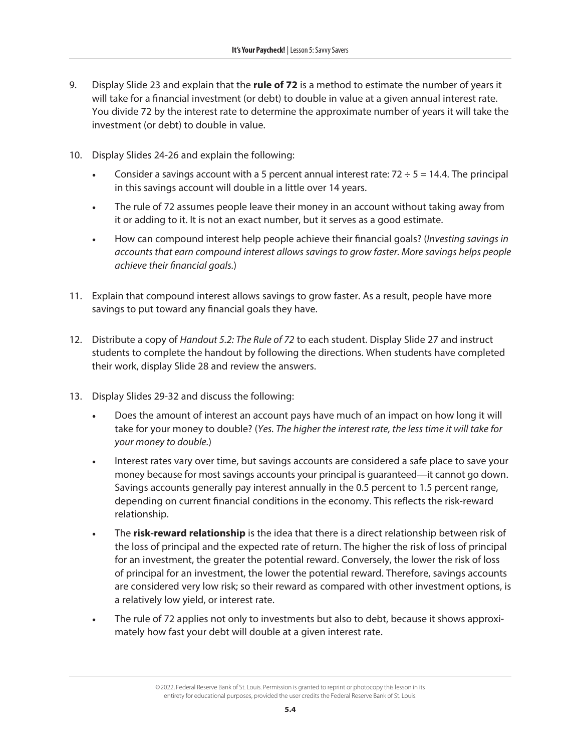9. Display Slide 23 and explain that the **rule of 72** is a method to estimate the number of years it will take for a financial investment (or debt) to double in value at a given annual interest rate. You divide 72 by the interest rate to determine the approximate number of years it will take the investment (or debt) to double in value.

10. Display Slides 24-26 and explain the following:
    - Consider a savings account with a 5 percent annual interest rate: $72 \div 5 = 14.4$. The principal in this savings account will double in a little over 14 years.
    - The rule of 72 assumes people leave their money in an account without taking away from it or adding to it. It is not an exact number, but it serves as a good estimate.
    - How can compound interest help people achieve their financial goals? (*Investing savings in accounts that earn compound interest allows savings to grow faster. More savings helps people achieve their financial goals.*)

11. Explain that compound interest allows savings to grow faster. As a result, people have more savings to put toward any financial goals they have.

12. Distribute a copy of *Handout 5.2: The Rule of 72* to each student. Display Slide 27 and instruct students to complete the handout by following the directions. When students have completed their work, display Slide 28 and review the answers.

13. Display Slides 29-32 and discuss the following:
    - Does the amount of interest an account pays have much of an impact on how long it will take for your money to double? (*Yes. The higher the interest rate, the less time it will take for your money to double.*)
    - Interest rates vary over time, but savings accounts are considered a safe place to save your money because for most savings accounts your principal is guaranteed—it cannot go down. Savings accounts generally pay interest annually in the 0.5 percent to 1.5 percent range, depending on current financial conditions in the economy. This reflects the risk-reward relationship.
    - The **risk-reward relationship** is the idea that there is a direct relationship between risk of the loss of principal and the expected rate of return. The higher the risk of loss of principal for an investment, the greater the potential reward. Conversely, the lower the risk of loss of principal for an investment, the lower the potential reward. Therefore, savings accounts are considered very low risk; so their reward as compared with other investment options, is a relatively low yield, or interest rate.
    - The rule of 72 applies not only to investments but also to debt, because it shows approximately how fast your debt will double at a given interest rate.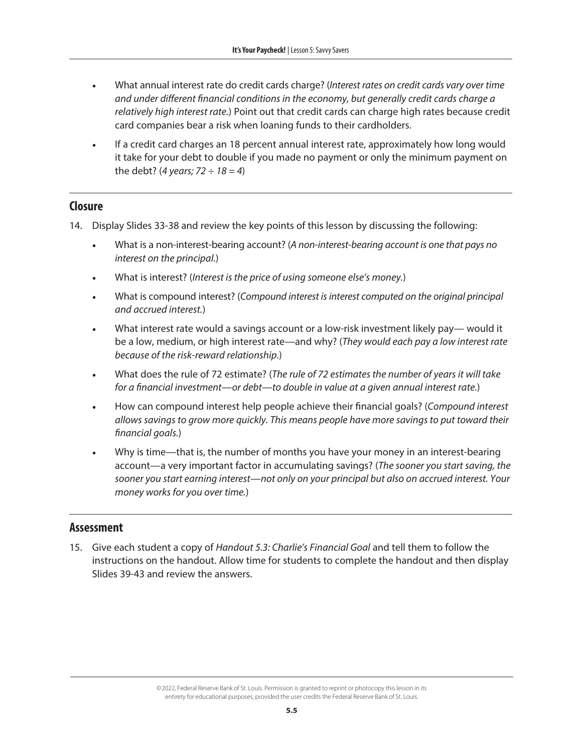- What annual interest rate do credit cards charge? (*Interest rates on credit cards vary over time and under different financial conditions in the economy, but generally credit cards charge a relatively high interest rate.*) Point out that credit cards can charge high rates because credit card companies bear a risk when loaning funds to their cardholders.
- If a credit card charges an 18 percent annual interest rate, approximately how long would it take for your debt to double if you made no payment or only the minimum payment on the debt? (*4 years; 72 ÷ 18 = 4*)

## Closure

14. Display Slides 33-38 and review the key points of this lesson by discussing the following:
    - What is a non-interest-bearing account? (*A non-interest-bearing account is one that pays no interest on the principal.*)
    - What is interest? (*Interest is the price of using someone else's money.*)
    - What is compound interest? (*Compound interest is interest computed on the original principal and accrued interest.*)
    - What interest rate would a savings account or a low-risk investment likely pay— would it be a low, medium, or high interest rate—and why? (*They would each pay a low interest rate because of the risk-reward relationship.*)
    - What does the rule of 72 estimate? (*The rule of 72 estimates the number of years it will take for a financial investment—or debt—to double in value at a given annual interest rate.*)
    - How can compound interest help people achieve their financial goals? (*Compound interest allows savings to grow more quickly. This means people have more savings to put toward their financial goals.*)
    - Why is time—that is, the number of months you have your money in an interest-bearing account—a very important factor in accumulating savings? (*The sooner you start saving, the sooner you start earning interest—not only on your principal but also on accrued interest. Your money works for you over time.*)

## Assessment

15. Give each student a copy of *Handout 5.3: Charlie's Financial Goal* and tell them to follow the instructions on the handout. Allow time for students to complete the handout and then display Slides 39-43 and review the answers.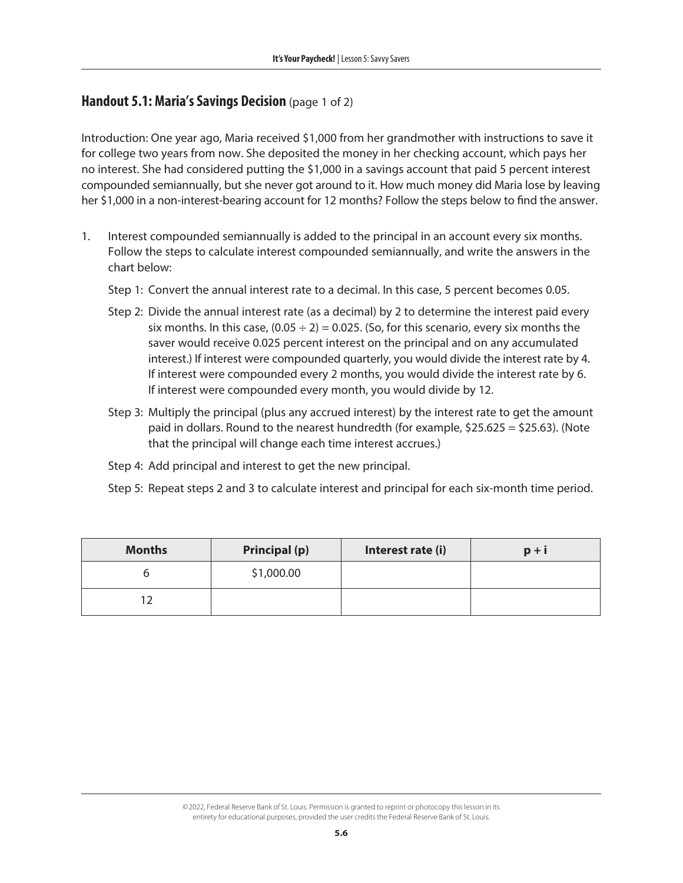## **Handout 5.1: Maria's Savings Decision** (page 1 of 2)

Introduction: One year ago, Maria received $1,000 from her grandmother with instructions to save it for college two years from now. She deposited the money in her checking account, which pays her no interest. She had considered putting the $1,000 in a savings account that paid 5 percent interest compounded semiannually, but she never got around to it. How much money did Maria lose by leaving her $1,000 in a non-interest-bearing account for 12 months? Follow the steps below to find the answer.

1. Interest compounded semiannually is added to the principal in an account every six months. Follow the steps to calculate interest compounded semiannually, and write the answers in the chart below:

   Step 1: Convert the annual interest rate to a decimal. In this case, 5 percent becomes 0.05.

   Step 2: Divide the annual interest rate (as a decimal) by 2 to determine the interest paid every six months. In this case, $(0.05 \div 2) = 0.025$. (So, for this scenario, every six months the saver would receive 0.025 percent interest on the principal and on any accumulated interest.) If interest were compounded quarterly, you would divide the interest rate by 4. If interest were compounded every 2 months, you would divide the interest rate by 6. If interest were compounded every month, you would divide by 12.

   Step 3: Multiply the principal (plus any accrued interest) by the interest rate to get the amount paid in dollars. Round to the nearest hundredth (for example, $25.625 = $25.63). (Note that the principal will change each time interest accrues.)

   Step 4: Add principal and interest to get the new principal.

   Step 5: Repeat steps 2 and 3 to calculate interest and principal for each six-month time period.

| Months | Principal (p) | Interest rate (i) | p + i |
|---|---|---|---|
| 6 | $1,000.00 | | |
| 12 | | | |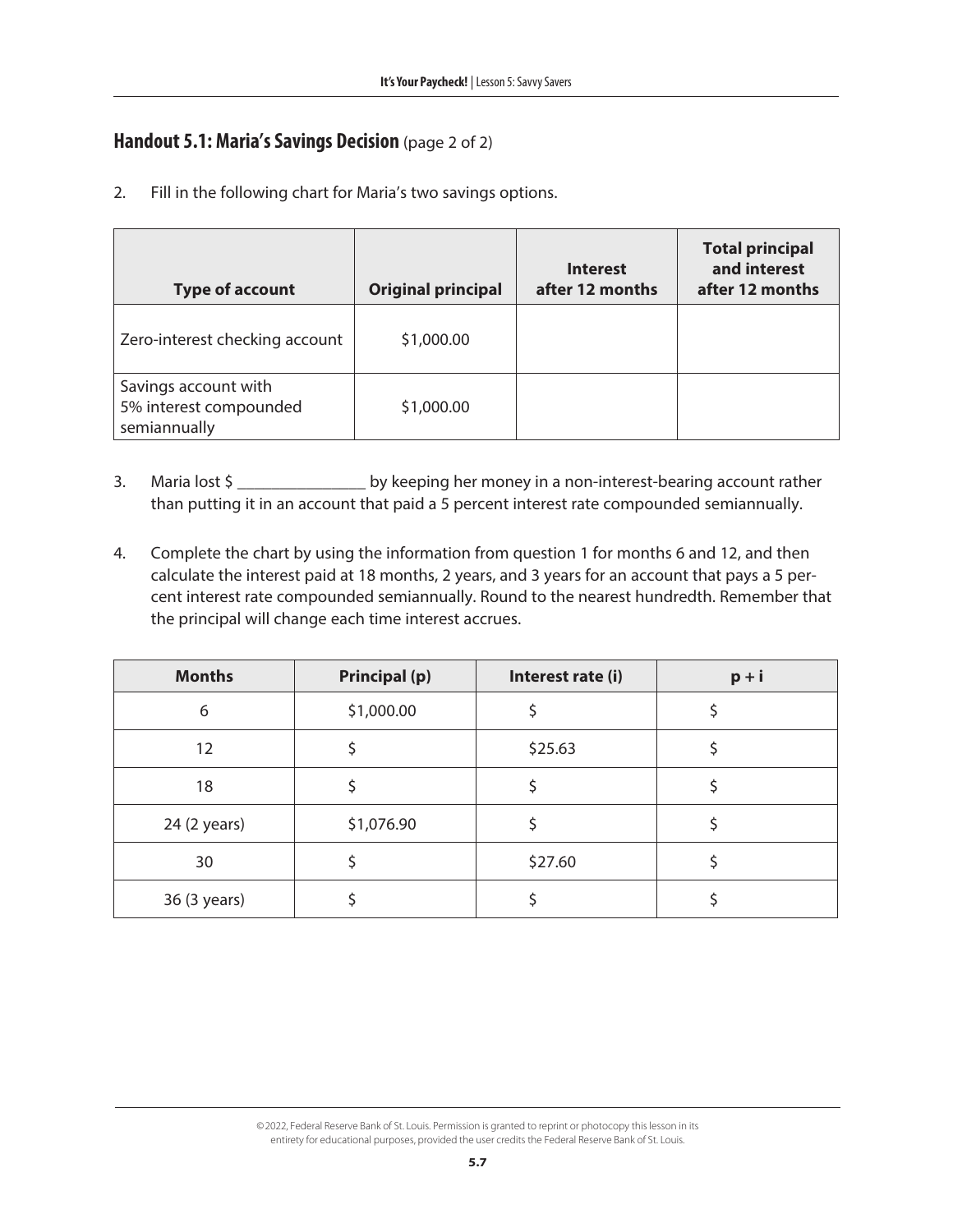## Handout 5.1: Maria's Savings Decision (page 2 of 2)

2. Fill in the following chart for Maria's two savings options.

| Type of account | Original principal | Interest after 12 months | Total principal and interest after 12 months |
|---|---|---|---|
| Zero-interest checking account | $1,000.00 | | |
| Savings account with 5% interest compounded semiannually | $1,000.00 | | |

3. Maria lost $ _______________ by keeping her money in a non-interest-bearing account rather than putting it in an account that paid a 5 percent interest rate compounded semiannually.

4. Complete the chart by using the information from question 1 for months 6 and 12, and then calculate the interest paid at 18 months, 2 years, and 3 years for an account that pays a 5 percent interest rate compounded semiannually. Round to the nearest hundredth. Remember that the principal will change each time interest accrues.

| Months | Principal (p) | Interest rate (i) | p + i |
|---|---|---|---|
| 6 | $1,000.00 | $ | $ |
| 12 | $ | $25.63 | $ |
| 18 | $ | $ | $ |
| 24 (2 years) | $1,076.90 | $ | $ |
| 30 | $ | $27.60 | $ |
| 36 (3 years) | $ | $ | $ |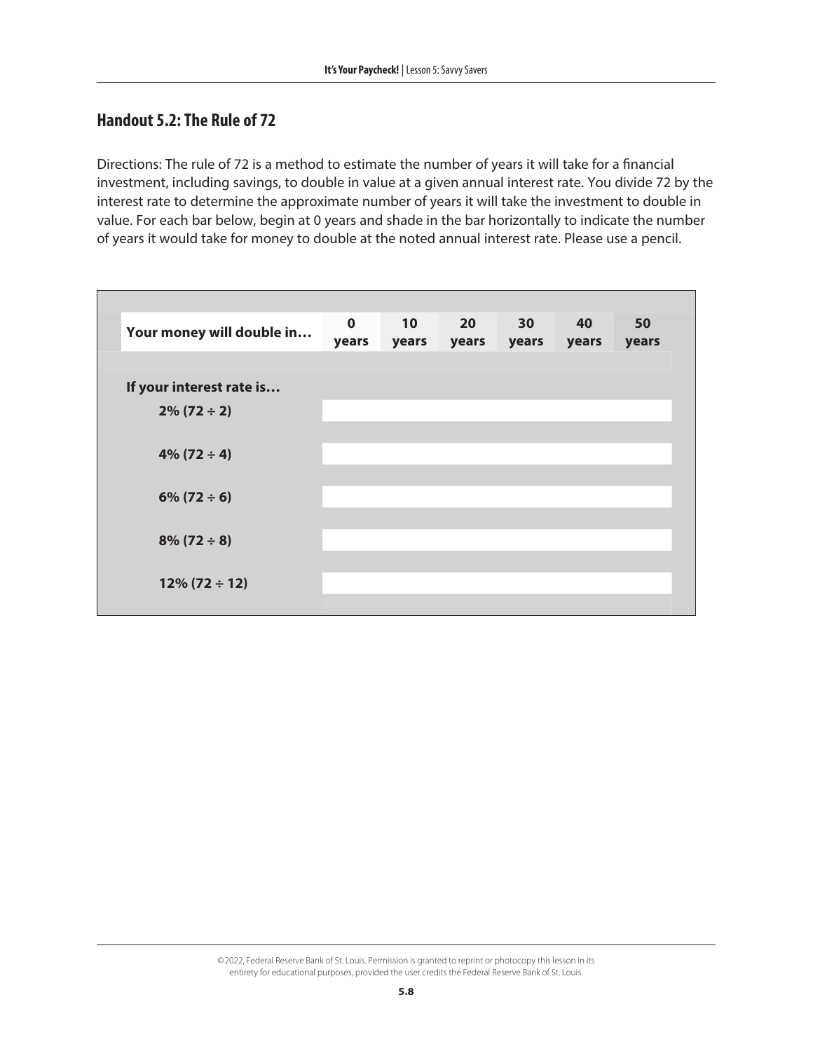## Handout 5.2: The Rule of 72

Directions: The rule of 72 is a method to estimate the number of years it will take for a financial investment, including savings, to double in value at a given annual interest rate. You divide 72 by the interest rate to determine the approximate number of years it will take the investment to double in value. For each bar below, begin at 0 years and shade in the bar horizontally to indicate the number of years it would take for money to double at the noted annual interest rate. Please use a pencil.

| **Your money will double in…** | **0 years** | **10 years** | **20 years** | **30 years** | **40 years** | **50 years** |
|---|---|---|---|---|---|---|
| **If your interest rate is…** | | | | | | |
| **2% (72 ÷ 2)** | | | | | | |
| **4% (72 ÷ 4)** | | | | | | |
| **6% (72 ÷ 6)** | | | | | | |
| **8% (72 ÷ 8)** | | | | | | |
| **12% (72 ÷ 12)** | | | | | | |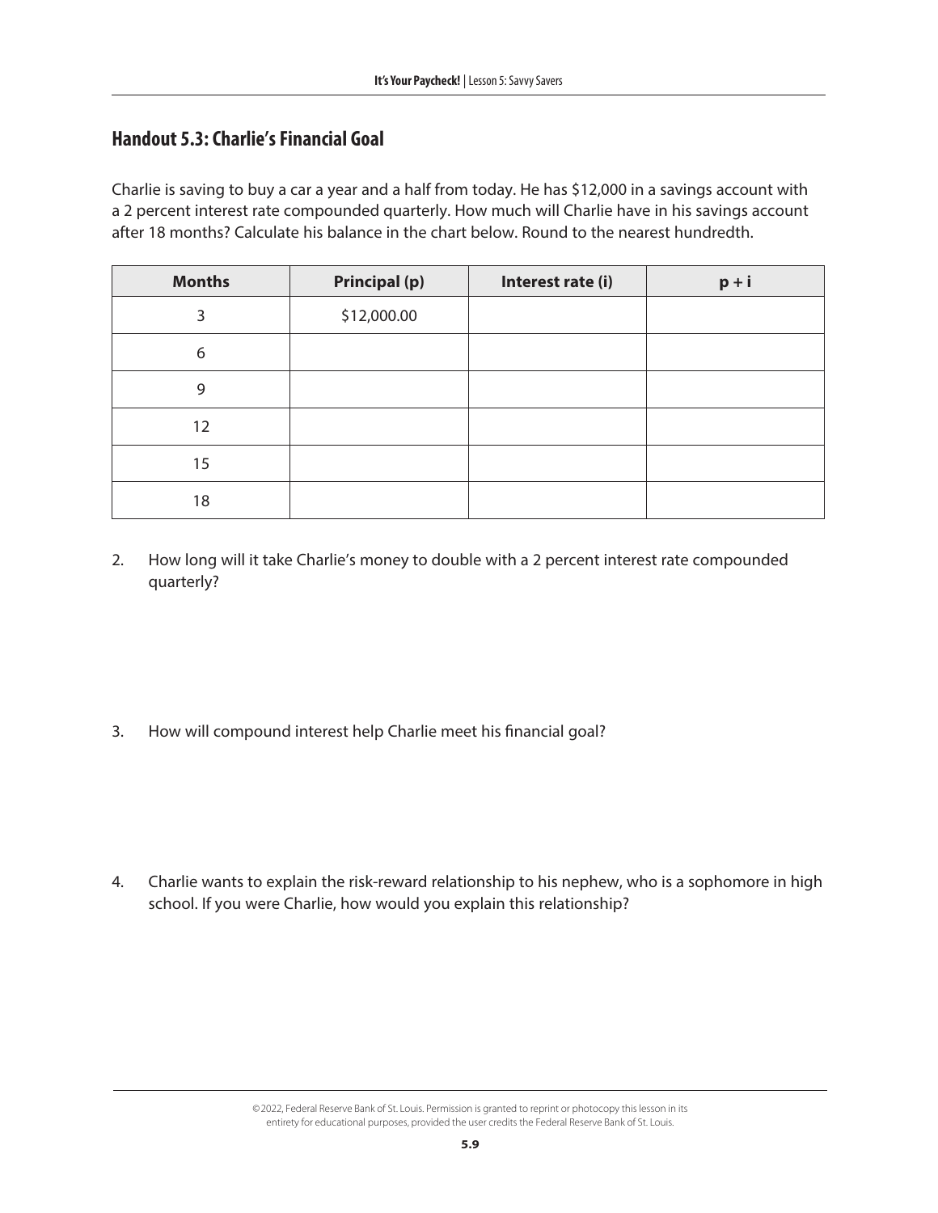## Handout 5.3: Charlie's Financial Goal

Charlie is saving to buy a car a year and a half from today. He has $12,000 in a savings account with a 2 percent interest rate compounded quarterly. How much will Charlie have in his savings account after 18 months? Calculate his balance in the chart below. Round to the nearest hundredth.

| Months | Principal (p) | Interest rate (i) | p + i |
|---|---|---|---|
| 3 | $12,000.00 | | |
| 6 | | | |
| 9 | | | |
| 12 | | | |
| 15 | | | |
| 18 | | | |

2. How long will it take Charlie's money to double with a 2 percent interest rate compounded quarterly?

3. How will compound interest help Charlie meet his financial goal?

4. Charlie wants to explain the risk-reward relationship to his nephew, who is a sophomore in high school. If you were Charlie, how would you explain this relationship?

©2022, Federal Reserve Bank of St. Louis. Permission is granted to reprint or photocopy this lesson in its entirety for educational purposes, provided the user credits the Federal Reserve Bank of St. Louis.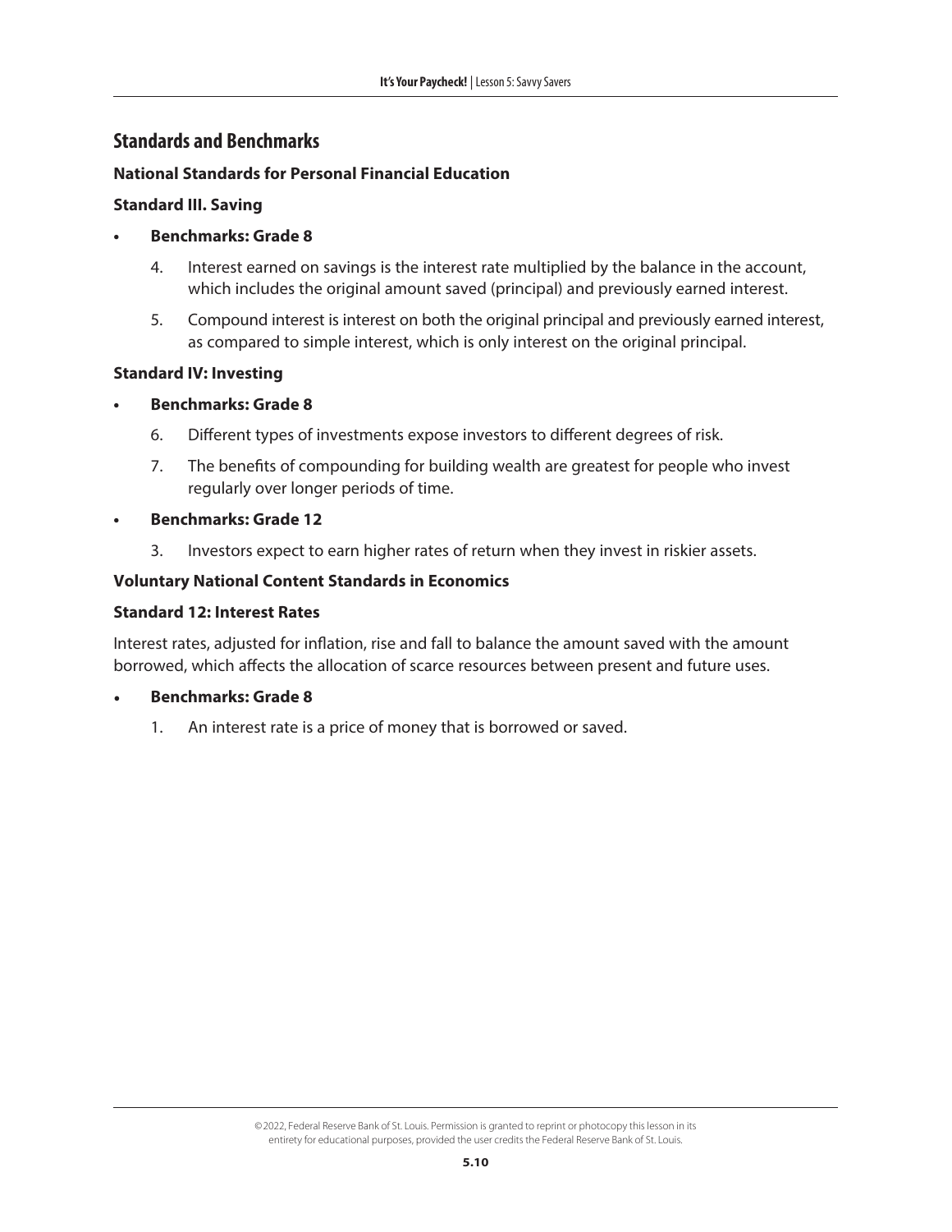## Standards and Benchmarks

**National Standards for Personal Financial Education**

**Standard III. Saving**

- **Benchmarks: Grade 8**
    4. Interest earned on savings is the interest rate multiplied by the balance in the account, which includes the original amount saved (principal) and previously earned interest.
    5. Compound interest is interest on both the original principal and previously earned interest, as compared to simple interest, which is only interest on the original principal.

**Standard IV: Investing**

- **Benchmarks: Grade 8**
    6. Different types of investments expose investors to different degrees of risk.
    7. The benefits of compounding for building wealth are greatest for people who invest regularly over longer periods of time.
- **Benchmarks: Grade 12**
    3. Investors expect to earn higher rates of return when they invest in riskier assets.

**Voluntary National Content Standards in Economics**

**Standard 12: Interest Rates**

Interest rates, adjusted for inflation, rise and fall to balance the amount saved with the amount borrowed, which affects the allocation of scarce resources between present and future uses.

- **Benchmarks: Grade 8**
    1. An interest rate is a price of money that is borrowed or saved.

© 2022, Federal Reserve Bank of St. Louis. Permission is granted to reprint or photocopy this lesson in its entirety for educational purposes, provided the user credits the Federal Reserve Bank of St. Louis.